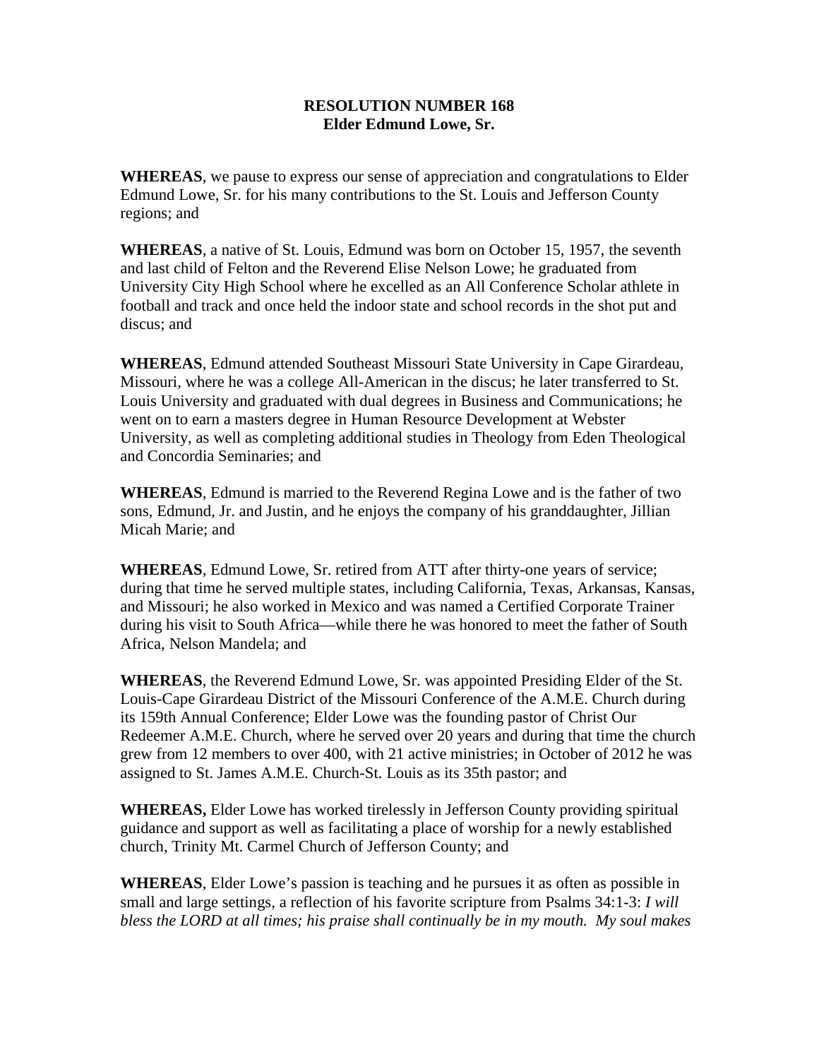**RESOLUTION NUMBER 168**
**Elder Edmund Lowe, Sr.**

**WHEREAS**, we pause to express our sense of appreciation and congratulations to Elder Edmund Lowe, Sr. for his many contributions to the St. Louis and Jefferson County regions; and

**WHEREAS**, a native of St. Louis, Edmund was born on October 15, 1957, the seventh and last child of Felton and the Reverend Elise Nelson Lowe; he graduated from University City High School where he excelled as an All Conference Scholar athlete in football and track and once held the indoor state and school records in the shot put and discus; and

**WHEREAS**, Edmund attended Southeast Missouri State University in Cape Girardeau, Missouri, where he was a college All-American in the discus; he later transferred to St. Louis University and graduated with dual degrees in Business and Communications; he went on to earn a masters degree in Human Resource Development at Webster University, as well as completing additional studies in Theology from Eden Theological and Concordia Seminaries; and

**WHEREAS**, Edmund is married to the Reverend Regina Lowe and is the father of two sons, Edmund, Jr. and Justin, and he enjoys the company of his granddaughter, Jillian Micah Marie; and

**WHEREAS**, Edmund Lowe, Sr. retired from ATT after thirty-one years of service; during that time he served multiple states, including California, Texas, Arkansas, Kansas, and Missouri; he also worked in Mexico and was named a Certified Corporate Trainer during his visit to South Africa—while there he was honored to meet the father of South Africa, Nelson Mandela; and

**WHEREAS**, the Reverend Edmund Lowe, Sr. was appointed Presiding Elder of the St. Louis-Cape Girardeau District of the Missouri Conference of the A.M.E. Church during its 159th Annual Conference; Elder Lowe was the founding pastor of Christ Our Redeemer A.M.E. Church, where he served over 20 years and during that time the church grew from 12 members to over 400, with 21 active ministries; in October of 2012 he was assigned to St. James A.M.E. Church-St. Louis as its 35th pastor; and

**WHEREAS,** Elder Lowe has worked tirelessly in Jefferson County providing spiritual guidance and support as well as facilitating a place of worship for a newly established church, Trinity Mt. Carmel Church of Jefferson County; and

**WHEREAS**, Elder Lowe's passion is teaching and he pursues it as often as possible in small and large settings, a reflection of his favorite scripture from Psalms 34:1-3: *I will bless the LORD at all times; his praise shall continually be in my mouth. My soul makes*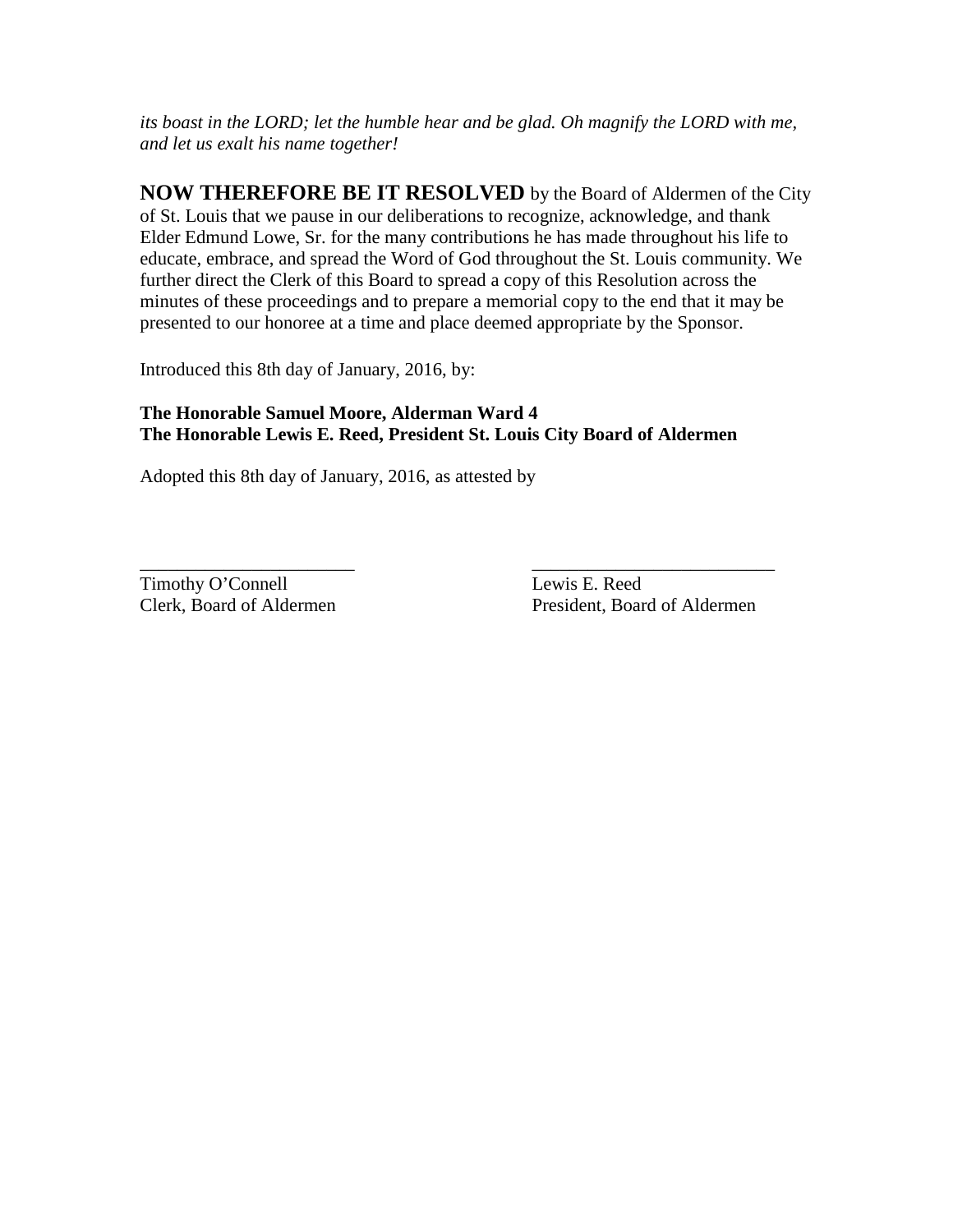*its boast in the LORD; let the humble hear and be glad. Oh magnify the LORD with me, and let us exalt his name together!*

**NOW THEREFORE BE IT RESOLVED** by the Board of Aldermen of the City of St. Louis that we pause in our deliberations to recognize, acknowledge, and thank Elder Edmund Lowe, Sr. for the many contributions he has made throughout his life to educate, embrace, and spread the Word of God throughout the St. Louis community. We further direct the Clerk of this Board to spread a copy of this Resolution across the minutes of these proceedings and to prepare a memorial copy to the end that it may be presented to our honoree at a time and place deemed appropriate by the Sponsor.

Introduced this 8th day of January, 2016, by:

**The Honorable Samuel Moore, Alderman Ward 4**
**The Honorable Lewis E. Reed, President St. Louis City Board of Aldermen**

Adopted this 8th day of January, 2016, as attested by

_______________________
Timothy O'Connell
Clerk, Board of Aldermen

__________________________
Lewis E. Reed
President, Board of Aldermen